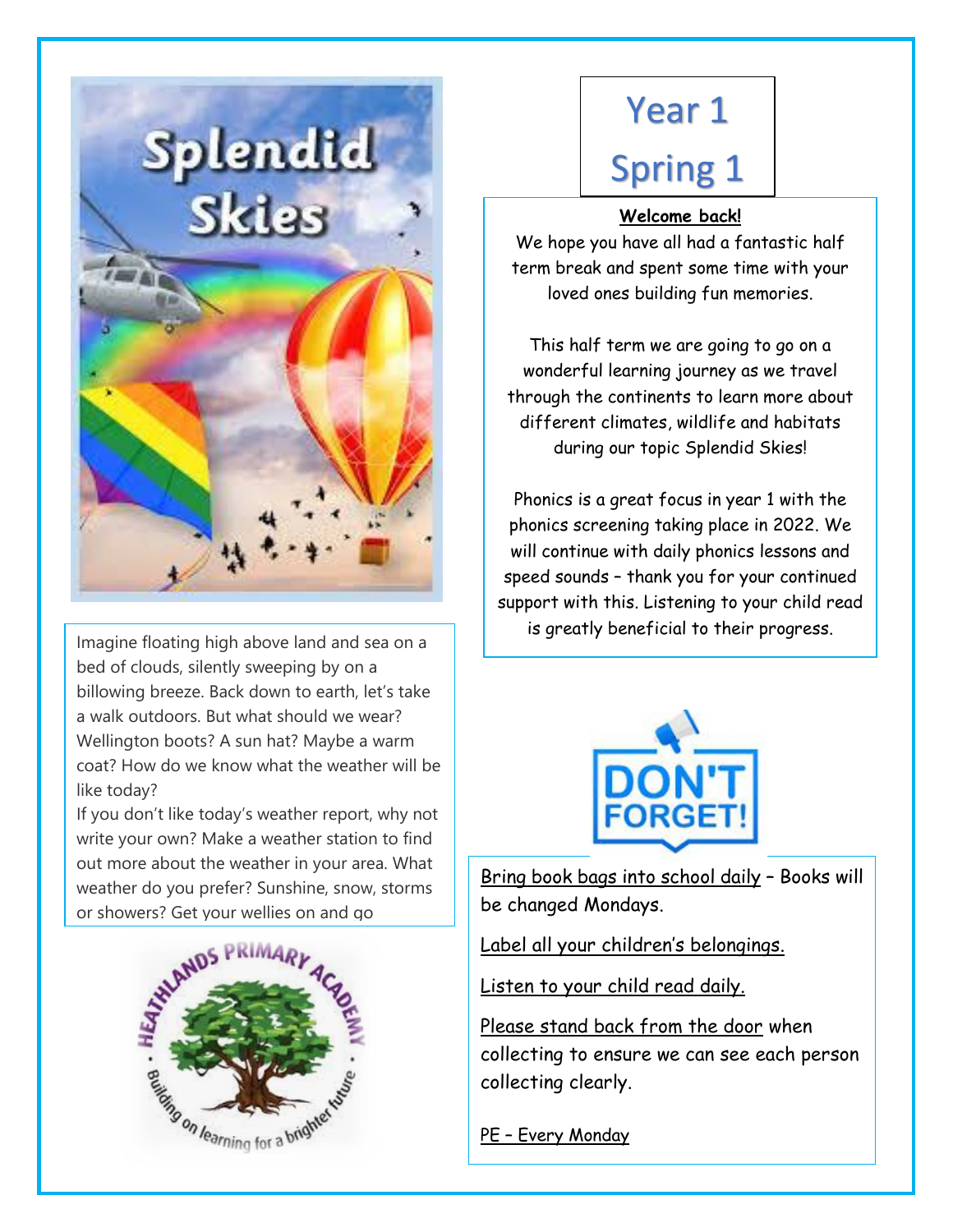# Year 1

# Spring 1

**Welcome back!**

We hope you have all had a fantastic half term break and spent some time with your loved ones building fun memories.

This half term we are going to go on a wonderful learning journey as we travel through the continents to learn more about different climates, wildlife and habitats during our topic Splendid Skies!

Phonics is a great focus in year 1 with the phonics screening taking place in 2022. We will continue with daily phonics lessons and speed sounds – thank you for your continued support with this. Listening to your child read is greatly beneficial to their progress.

## Splendid Skies

Imagine floating high above land and sea on a bed of clouds, silently sweeping by on a billowing breeze. Back down to earth, let's take a walk outdoors. But what should we wear? Wellington boots? A sun hat? Maybe a warm coat? How do we know what the weather will be like today?

If you don't like today's weather report, why not write your own? Make a weather station to find out more about the weather in your area. What weather do you prefer? Sunshine, snow, storms or showers? Get your wellies on and go

## DON'T FORGET!

Bring book bags into school daily – Books will be changed Mondays.

Label all your children's belongings.

Listen to your child read daily.

Please stand back from the door when collecting to ensure we can see each person collecting clearly.

PE – Every Monday

Heathlands Primary Academy • Building on learning for a brighter future •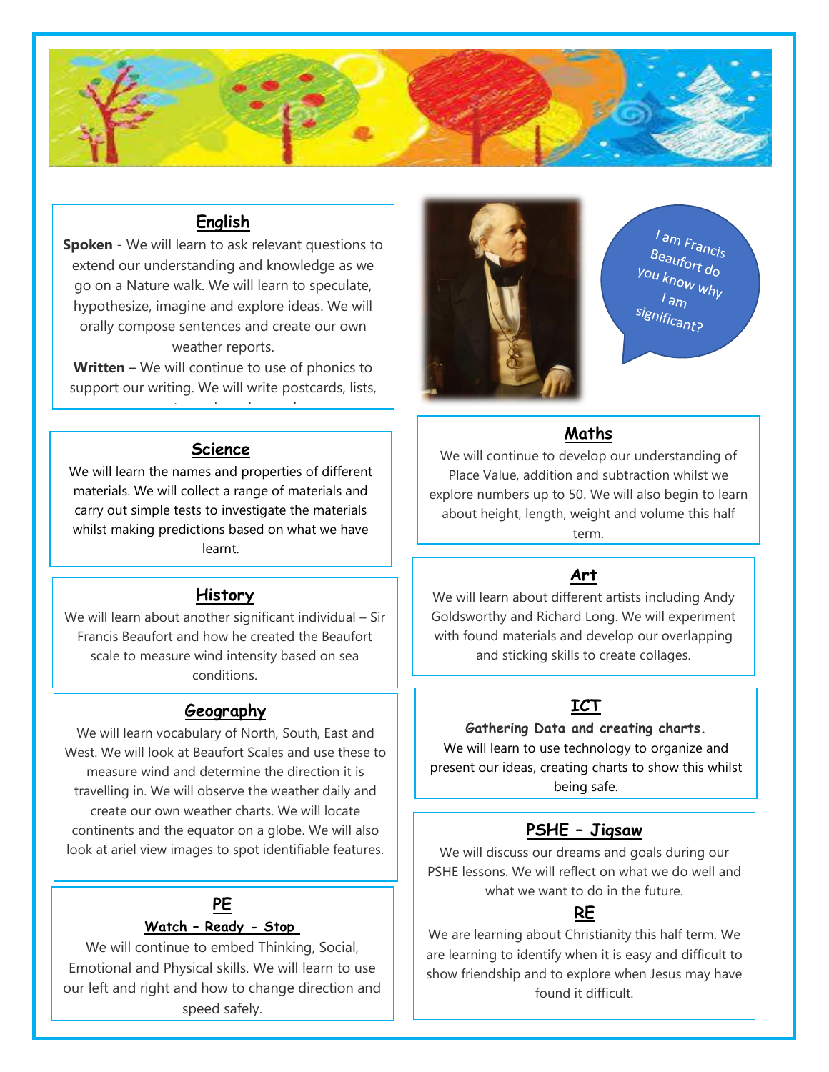## English

**Spoken** - We will learn to ask relevant questions to extend our understanding and knowledge as we go on a Nature walk. We will learn to speculate, hypothesize, imagine and explore ideas. We will orally compose sentences and create our own weather reports.

**Written –** We will continue to use of phonics to support our writing. We will write postcards, lists,

I am Francis Beaufort do you know why I am significant?

## Science

We will learn the names and properties of different materials. We will collect a range of materials and carry out simple tests to investigate the materials whilst making predictions based on what we have learnt.

## History

We will learn about another significant individual – Sir Francis Beaufort and how he created the Beaufort scale to measure wind intensity based on sea conditions.

## Geography

We will learn vocabulary of North, South, East and West. We will look at Beaufort Scales and use these to measure wind and determine the direction it is travelling in. We will observe the weather daily and create our own weather charts. We will locate continents and the equator on a globe. We will also look at ariel view images to spot identifiable features.

## PE

**Watch – Ready - Stop**

We will continue to embed Thinking, Social, Emotional and Physical skills. We will learn to use our left and right and how to change direction and speed safely.

## Maths

We will continue to develop our understanding of Place Value, addition and subtraction whilst we explore numbers up to 50. We will also begin to learn about height, length, weight and volume this half term.

## Art

We will learn about different artists including Andy Goldsworthy and Richard Long. We will experiment with found materials and develop our overlapping and sticking skills to create collages.

## ICT

**Gathering Data and creating charts.**

We will learn to use technology to organize and present our ideas, creating charts to show this whilst being safe.

## PSHE – Jigsaw

We will discuss our dreams and goals during our PSHE lessons. We will reflect on what we do well and what we want to do in the future.

## RE

We are learning about Christianity this half term. We are learning to identify when it is easy and difficult to show friendship and to explore when Jesus may have found it difficult.